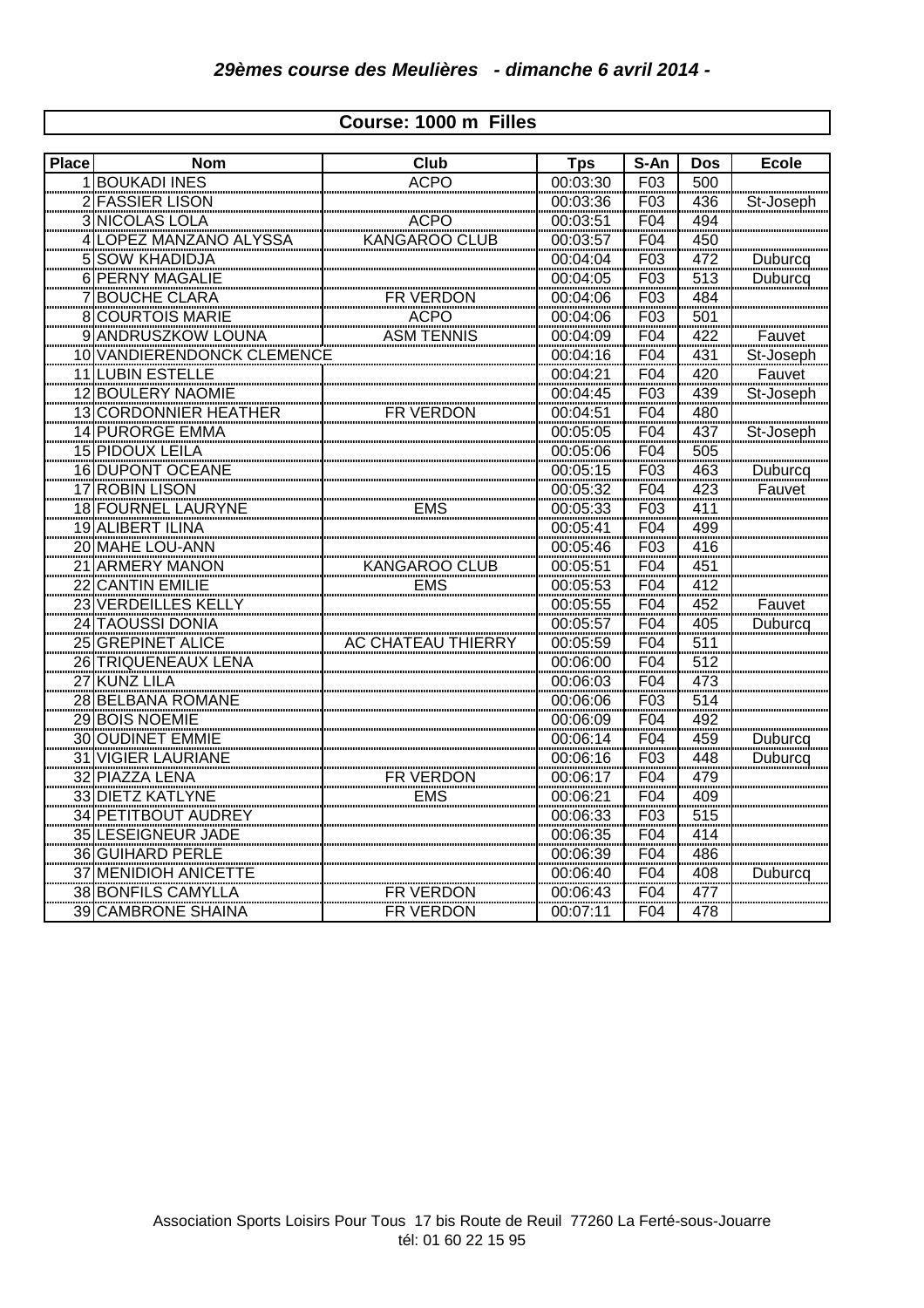## *29èmes course des Meulières - dimanche 6 avril 2014 -*

### Course: 1000 m Filles

| Place | Nom | Club | Tps | S-An | Dos | Ecole |
|---|---|---|---|---|---|---|
| 1 | BOUKADI INES | ACPO | 00:03:30 | F03 | 500 | |
| 2 | FASSIER LISON | | 00:03:36 | F03 | 436 | St-Joseph |
| 3 | NICOLAS LOLA | ACPO | 00:03:51 | F04 | 494 | |
| 4 | LOPEZ MANZANO ALYSSA | KANGAROO CLUB | 00:03:57 | F04 | 450 | |
| 5 | SOW KHADIDJA | | 00:04:04 | F03 | 472 | Duburcq |
| 6 | PERNY MAGALIE | | 00:04:05 | F03 | 513 | Duburcq |
| 7 | BOUCHE CLARA | FR VERDON | 00:04:06 | F03 | 484 | |
| 8 | COURTOIS MARIE | ACPO | 00:04:06 | F03 | 501 | |
| 9 | ANDRUSZKOW LOUNA | ASM TENNIS | 00:04:09 | F04 | 422 | Fauvet |
| 10 | VANDIERENDONCK CLEMENCE | | 00:04:16 | F04 | 431 | St-Joseph |
| 11 | LUBIN ESTELLE | | 00:04:21 | F04 | 420 | Fauvet |
| 12 | BOULERY NAOMIE | | 00:04:45 | F03 | 439 | St-Joseph |
| 13 | CORDONNIER HEATHER | FR VERDON | 00:04:51 | F04 | 480 | |
| 14 | PURORGE EMMA | | 00:05:05 | F04 | 437 | St-Joseph |
| 15 | PIDOUX LEILA | | 00:05:06 | F04 | 505 | |
| 16 | DUPONT OCEANE | | 00:05:15 | F03 | 463 | Duburcq |
| 17 | ROBIN LISON | | 00:05:32 | F04 | 423 | Fauvet |
| 18 | FOURNEL LAURYNE | EMS | 00:05:33 | F03 | 411 | |
| 19 | ALIBERT ILINA | | 00:05:41 | F04 | 499 | |
| 20 | MAHE LOU-ANN | | 00:05:46 | F03 | 416 | |
| 21 | ARMERY MANON | KANGAROO CLUB | 00:05:51 | F04 | 451 | |
| 22 | CANTIN EMILIE | EMS | 00:05:53 | F04 | 412 | |
| 23 | VERDEILLES KELLY | | 00:05:55 | F04 | 452 | Fauvet |
| 24 | TAOUSSI DONIA | | 00:05:57 | F04 | 405 | Duburcq |
| 25 | GREPINET ALICE | AC CHATEAU THIERRY | 00:05:59 | F04 | 511 | |
| 26 | TRIQUENEAUX LENA | | 00:06:00 | F04 | 512 | |
| 27 | KUNZ LILA | | 00:06:03 | F04 | 473 | |
| 28 | BELBANA ROMANE | | 00:06:06 | F03 | 514 | |
| 29 | BOIS NOEMIE | | 00:06:09 | F04 | 492 | |
| 30 | OUDINET EMMIE | | 00:06:14 | F04 | 459 | Duburcq |
| 31 | VIGIER LAURIANE | | 00:06:16 | F03 | 448 | Duburcq |
| 32 | PIAZZA LENA | FR VERDON | 00:06:17 | F04 | 479 | |
| 33 | DIETZ KATLYNE | EMS | 00:06:21 | F04 | 409 | |
| 34 | PETITBOUT AUDREY | | 00:06:33 | F03 | 515 | |
| 35 | LESEIGNEUR JADE | | 00:06:35 | F04 | 414 | |
| 36 | GUIHARD PERLE | | 00:06:39 | F04 | 486 | |
| 37 | MENIDIOH ANICETTE | | 00:06:40 | F04 | 408 | Duburcq |
| 38 | BONFILS CAMYLLA | FR VERDON | 00:06:43 | F04 | 477 | |
| 39 | CAMBRONE SHAINA | FR VERDON | 00:07:11 | F04 | 478 | |

Association Sports Loisirs Pour Tous 17 bis Route de Reuil 77260 La Ferté-sous-Jouarre
tél: 01 60 22 15 95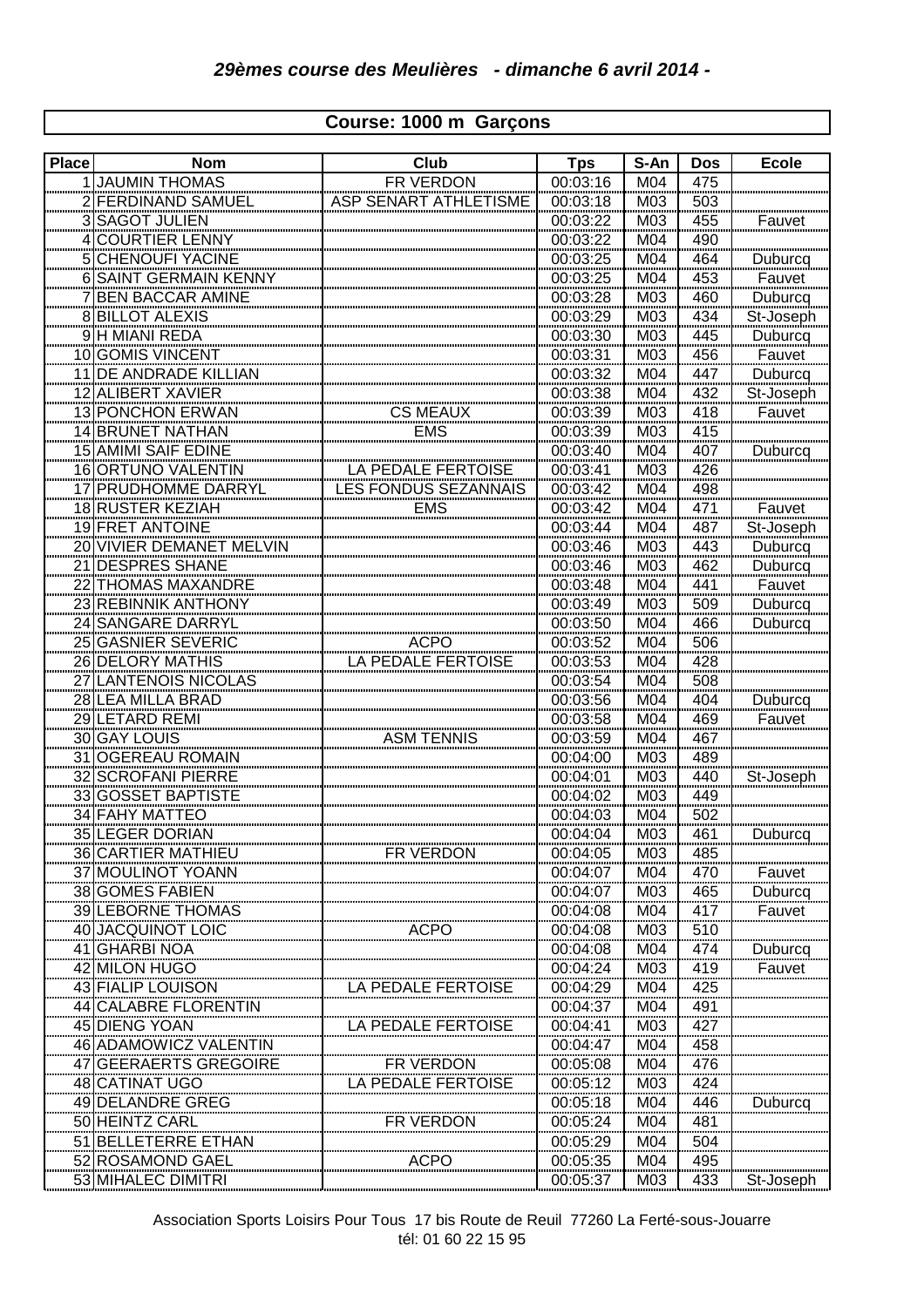## *29èmes course des Meulières - dimanche 6 avril 2014 -*

### Course: 1000 m Garçons

| Place | Nom | Club | Tps | S-An | Dos | Ecole |
|---|---|---|---|---|---|---|
| 1 | JAUMIN THOMAS | FR VERDON | 00:03:16 | M04 | 475 | |
| 2 | FERDINAND SAMUEL | ASP SENART ATHLETISME | 00:03:18 | M03 | 503 | |
| 3 | SAGOT JULIEN | | 00:03:22 | M03 | 455 | Fauvet |
| 4 | COURTIER LENNY | | 00:03:22 | M04 | 490 | |
| 5 | CHENOUFI YACINE | | 00:03:25 | M04 | 464 | Duburcq |
| 6 | SAINT GERMAIN KENNY | | 00:03:25 | M04 | 453 | Fauvet |
| 7 | BEN BACCAR AMINE | | 00:03:28 | M03 | 460 | Duburcq |
| 8 | BILLOT ALEXIS | | 00:03:29 | M03 | 434 | St-Joseph |
| 9 | H MIANI REDA | | 00:03:30 | M03 | 445 | Duburcq |
| 10 | GOMIS VINCENT | | 00:03:31 | M03 | 456 | Fauvet |
| 11 | DE ANDRADE KILLIAN | | 00:03:32 | M04 | 447 | Duburcq |
| 12 | ALIBERT XAVIER | | 00:03:38 | M04 | 432 | St-Joseph |
| 13 | PONCHON ERWAN | CS MEAUX | 00:03:39 | M03 | 418 | Fauvet |
| 14 | BRUNET NATHAN | EMS | 00:03:39 | M03 | 415 | |
| 15 | AMIMI SAIF EDINE | | 00:03:40 | M04 | 407 | Duburcq |
| 16 | ORTUNO VALENTIN | LA PEDALE FERTOISE | 00:03:41 | M03 | 426 | |
| 17 | PRUDHOMME DARRYL | LES FONDUS SEZANNAIS | 00:03:42 | M04 | 498 | |
| 18 | RUSTER KEZIAH | EMS | 00:03:42 | M04 | 471 | Fauvet |
| 19 | FRET ANTOINE | | 00:03:44 | M04 | 487 | St-Joseph |
| 20 | VIVIER DEMANET MELVIN | | 00:03:46 | M03 | 443 | Duburcq |
| 21 | DESPRES SHANE | | 00:03:46 | M03 | 462 | Duburcq |
| 22 | THOMAS MAXANDRE | | 00:03:48 | M04 | 441 | Fauvet |
| 23 | REBINNIK ANTHONY | | 00:03:49 | M03 | 509 | Duburcq |
| 24 | SANGARE DARRYL | | 00:03:50 | M04 | 466 | Duburcq |
| 25 | GASNIER SEVERIC | ACPO | 00:03:52 | M04 | 506 | |
| 26 | DELORY MATHIS | LA PEDALE FERTOISE | 00:03:53 | M04 | 428 | |
| 27 | LANTENOIS NICOLAS | | 00:03:54 | M04 | 508 | |
| 28 | LEA MILLA BRAD | | 00:03:56 | M04 | 404 | Duburcq |
| 29 | LETARD REMI | | 00:03:58 | M04 | 469 | Fauvet |
| 30 | GAY LOUIS | ASM TENNIS | 00:03:59 | M04 | 467 | |
| 31 | OGEREAU ROMAIN | | 00:04:00 | M03 | 489 | |
| 32 | SCROFANI PIERRE | | 00:04:01 | M03 | 440 | St-Joseph |
| 33 | GOSSET BAPTISTE | | 00:04:02 | M03 | 449 | |
| 34 | FAHY MATTEO | | 00:04:03 | M04 | 502 | |
| 35 | LEGER DORIAN | | 00:04:04 | M03 | 461 | Duburcq |
| 36 | CARTIER MATHIEU | FR VERDON | 00:04:05 | M03 | 485 | |
| 37 | MOULINOT YOANN | | 00:04:07 | M04 | 470 | Fauvet |
| 38 | GOMES FABIEN | | 00:04:07 | M03 | 465 | Duburcq |
| 39 | LEBORNE THOMAS | | 00:04:08 | M04 | 417 | Fauvet |
| 40 | JACQUINOT LOIC | ACPO | 00:04:08 | M03 | 510 | |
| 41 | GHARBI NOA | | 00:04:08 | M04 | 474 | Duburcq |
| 42 | MILON HUGO | | 00:04:24 | M03 | 419 | Fauvet |
| 43 | FIALIP LOUISON | LA PEDALE FERTOISE | 00:04:29 | M04 | 425 | |
| 44 | CALABRE FLORENTIN | | 00:04:37 | M04 | 491 | |
| 45 | DIENG YOAN | LA PEDALE FERTOISE | 00:04:41 | M03 | 427 | |
| 46 | ADAMOWICZ VALENTIN | | 00:04:47 | M04 | 458 | |
| 47 | GEERAERTS GREGOIRE | FR VERDON | 00:05:08 | M04 | 476 | |
| 48 | CATINAT UGO | LA PEDALE FERTOISE | 00:05:12 | M03 | 424 | |
| 49 | DELANDRE GREG | | 00:05:18 | M04 | 446 | Duburcq |
| 50 | HEINTZ CARL | FR VERDON | 00:05:24 | M04 | 481 | |
| 51 | BELLETERRE ETHAN | | 00:05:29 | M04 | 504 | |
| 52 | ROSAMOND GAEL | ACPO | 00:05:35 | M04 | 495 | |
| 53 | MIHALEC DIMITRI | | 00:05:37 | M03 | 433 | St-Joseph |

Association Sports Loisirs Pour Tous 17 bis Route de Reuil 77260 La Ferté-sous-Jouarre
tél: 01 60 22 15 95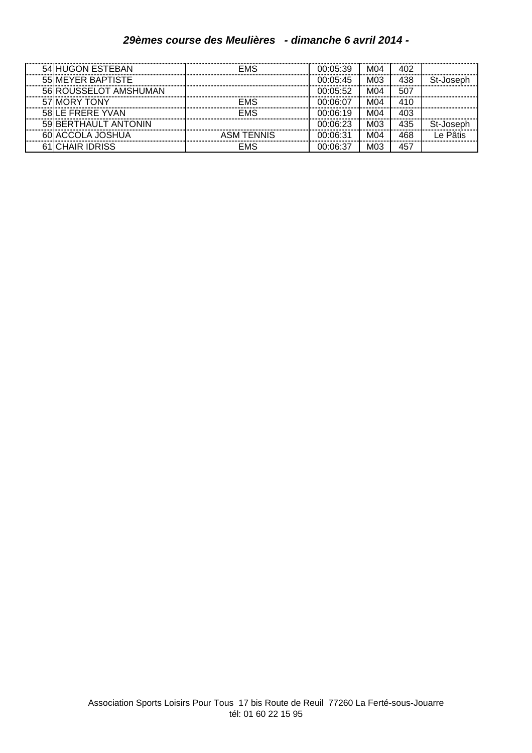| | | | | | | |
|---|---|---|---|---|---|---|
| 54 | HUGON ESTEBAN | EMS | 00:05:39 | M04 | 402 | |
| 55 | MEYER BAPTISTE | | 00:05:45 | M03 | 438 | St-Joseph |
| 56 | ROUSSELOT AMSHUMAN | | 00:05:52 | M04 | 507 | |
| 57 | MORY TONY | EMS | 00:06:07 | M04 | 410 | |
| 58 | LE FRERE YVAN | EMS | 00:06:19 | M04 | 403 | |
| 59 | BERTHAULT ANTONIN | | 00:06:23 | M03 | 435 | St-Joseph |
| 60 | ACCOLA JOSHUA | ASM TENNIS | 00:06:31 | M04 | 468 | Le Pâtis |
| 61 | CHAIR IDRISS | EMS | 00:06:37 | M03 | 457 | |